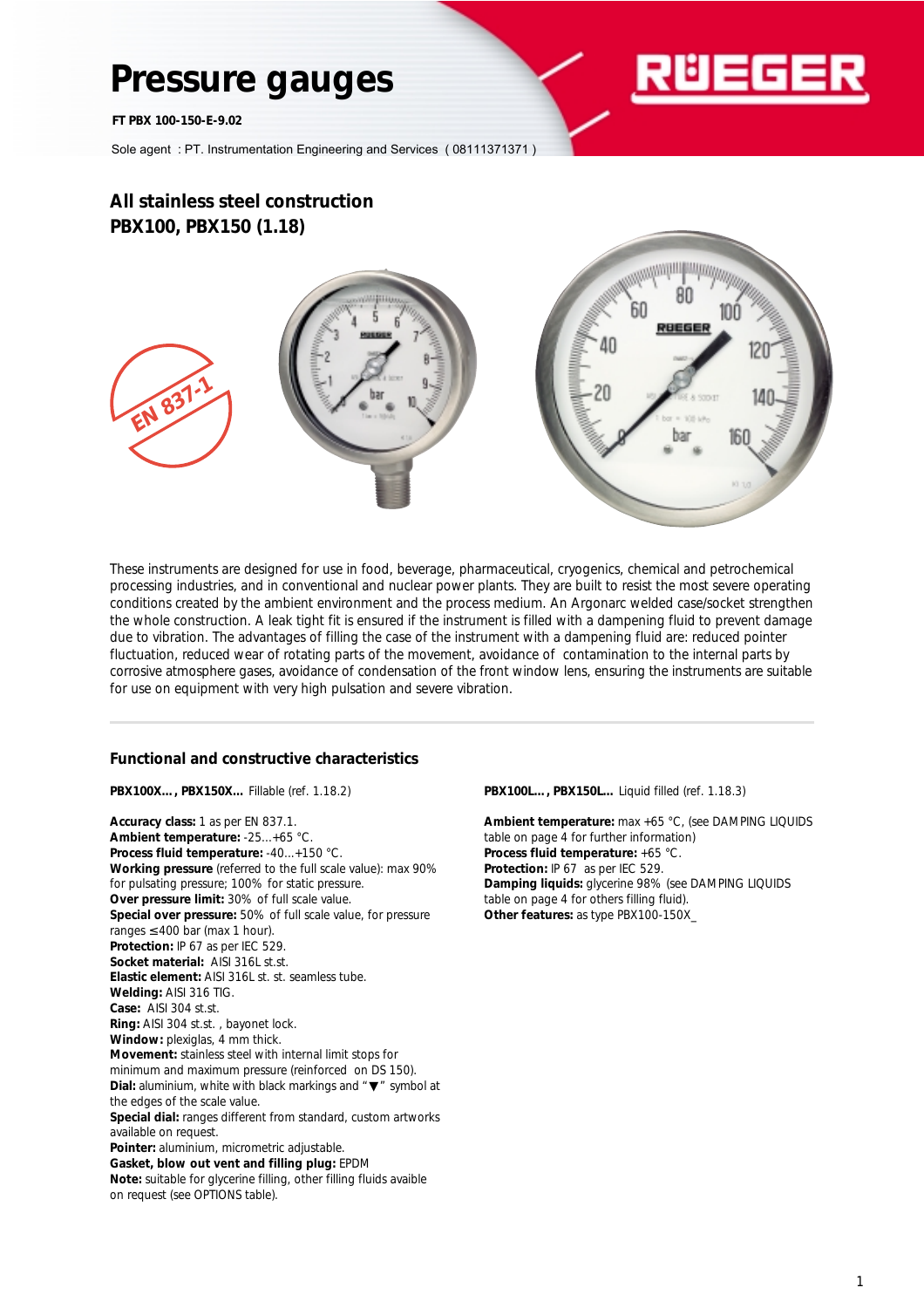# Pressure gauges

**FT PBX 100-150-E-9.02**

Sole agent : PT. Instrumentation Engineering and Services ( 08111371371 )

## All stainless steel construction
## PBX100, PBX150 (1.18)

EN 837-1

These instruments are designed for use in food, beverage, pharmaceutical, cryogenics, chemical and petrochemical processing industries, and in conventional and nuclear power plants. They are built to resist the most severe operating conditions created by the ambient environment and the process medium. An Argonarc welded case/socket strengthen the whole construction. A leak tight fit is ensured if the instrument is filled with a dampening fluid to prevent damage due to vibration. The advantages of filling the case of the instrument with a dampening fluid are: reduced pointer fluctuation, reduced wear of rotating parts of the movement, avoidance of contamination to the internal parts by corrosive atmosphere gases, avoidance of condensation of the front window lens, ensuring the instruments are suitable for use on equipment with very high pulsation and severe vibration.

### Functional and constructive characteristics

**PBX100X..., PBX150X...** Fillable (ref. 1.18.2)

**Accuracy class:** 1 as per EN 837.1.
**Ambient temperature:** -25...+65 °C.
**Process fluid temperature:** -40...+150 °C.
**Working pressure** (referred to the full scale value): max 90% for pulsating pressure; 100% for static pressure.
**Over pressure limit:** 30% of full scale value.
**Special over pressure:** 50% of full scale value, for pressure ranges ≤400 bar (max 1 hour).
**Protection:** IP 67 as per IEC 529.
**Socket material:** AISI 316L st.st.
**Elastic element:** AISI 316L st. st. seamless tube.
**Welding:** AISI 316 TIG.
**Case:** AISI 304 st.st.
**Ring:** AISI 304 st.st. , bayonet lock.
**Window:** plexiglas, 4 mm thick.
**Movement:** stainless steel with internal limit stops for minimum and maximum pressure (reinforced on DS 150).
**Dial:** aluminium, white with black markings and "▼" symbol at the edges of the scale value.
**Special dial:** ranges different from standard, custom artworks available on request.
**Pointer:** aluminium, micrometric adjustable.
**Gasket, blow out vent and filling plug:** EPDM
**Note:** suitable for glycerine filling, other filling fluids avaible on request (see OPTIONS table).

**PBX100L..., PBX150L...** Liquid filled (ref. 1.18.3)

**Ambient temperature:** max +65 °C, (see DAMPING LIQUIDS table on page 4 for further information)
**Process fluid temperature:** +65 °C.
**Protection:** IP 67 as per IEC 529.
**Damping liquids:** glycerine 98% (see DAMPING LIQUIDS table on page 4 for others filling fluid).
**Other features:** as type PBX100-150X_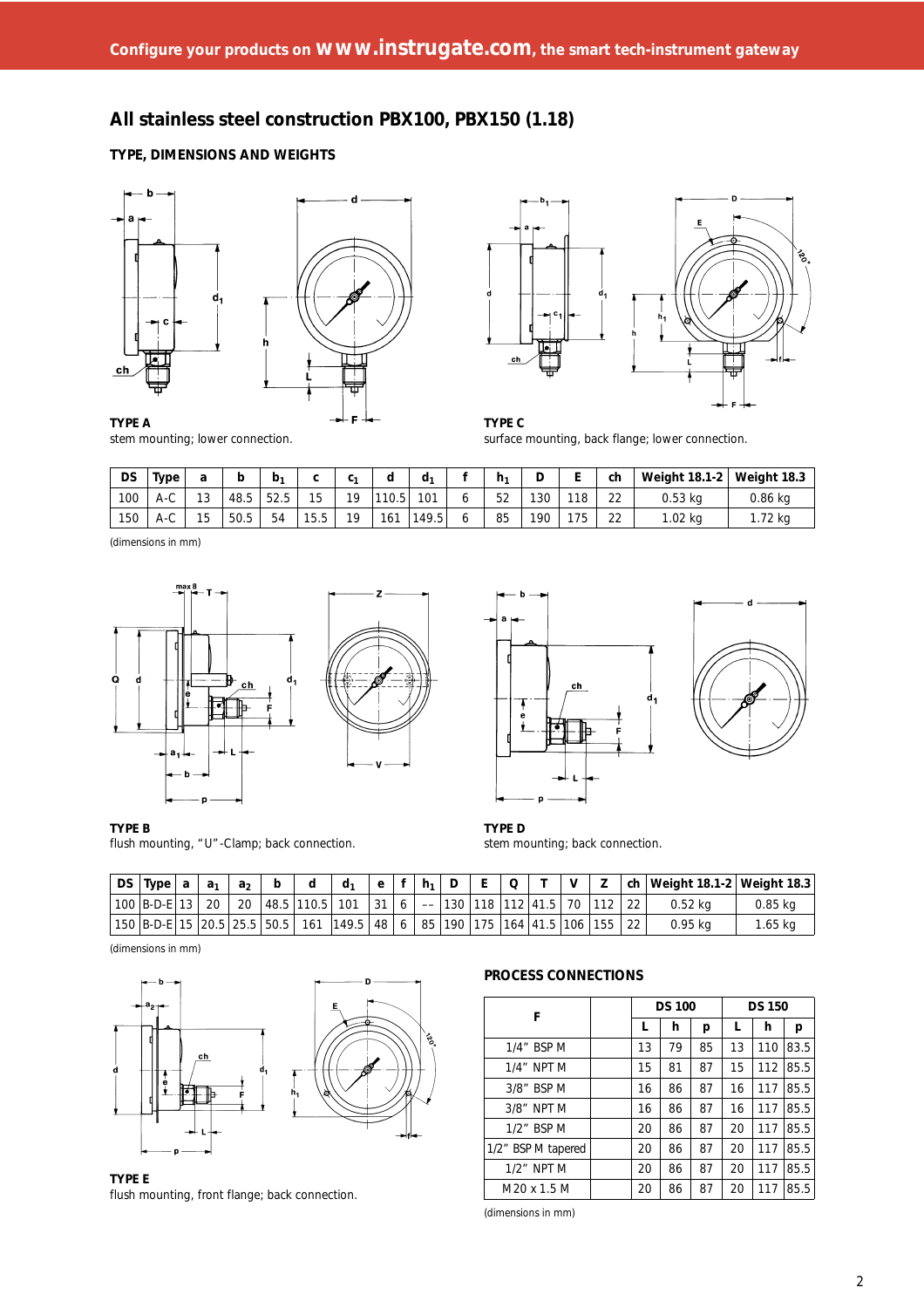## All stainless steel construction PBX100, PBX150 (1.18)

### TYPE, DIMENSIONS AND WEIGHTS

**TYPE A**
stem mounting; lower connection.

**TYPE C**
surface mounting, back flange; lower connection.

| DS | Type | a | b | $b_1$ | c | $c_1$ | d | $d_1$ | f | $h_1$ | D | E | ch | Weight 18.1-2 | Weight 18.3 |
|---|---|---|---|---|---|---|---|---|---|---|---|---|---|---|---|
| 100 | A-C | 13 | 48.5 | 52.5 | 15 | 19 | 110.5 | 101 | 6 | 52 | 130 | 118 | 22 | 0.53 kg | 0.86 kg |
| 150 | A-C | 15 | 50.5 | 54 | 15.5 | 19 | 161 | 149.5 | 6 | 85 | 190 | 175 | 22 | 1.02 kg | 1.72 kg |

(dimensions in mm)

**TYPE B**
flush mounting, “U”-Clamp; back connection.

**TYPE D**
stem mounting; back connection.

| DS | Type | a | $a_1$ | $a_2$ | b | d | $d_1$ | e | f | $h_1$ | D | E | Q | T | V | Z | ch | Weight 18.1-2 | Weight 18.3 |
|---|---|---|---|---|---|---|---|---|---|---|---|---|---|---|---|---|---|---|---|
| 100 | B-D-E | 13 | 20 | 20 | 48.5 | 110.5 | 101 | 31 | 6 | -- | 130 | 118 | 112 | 41.5 | 70 | 112 | 22 | 0.52 kg | 0.85 kg |
| 150 | B-D-E | 15 | 20.5 | 25.5 | 50.5 | 161 | 149.5 | 48 | 6 | 85 | 190 | 175 | 164 | 41.5 | 106 | 155 | 22 | 0.95 kg | 1.65 kg |

(dimensions in mm)

**TYPE E**
flush mounting, front flange; back connection.

### PROCESS CONNECTIONS

| F | | DS 100 | | | DS 150 | | |
|---|---|---|---|---|---|---|---|
| | | L | h | p | L | h | p |
| 1/4” BSP M | | 13 | 79 | 85 | 13 | 110 | 83.5 |
| 1/4” NPT M | | 15 | 81 | 87 | 15 | 112 | 85.5 |
| 3/8” BSP M | | 16 | 86 | 87 | 16 | 117 | 85.5 |
| 3/8” NPT M | | 16 | 86 | 87 | 16 | 117 | 85.5 |
| 1/2” BSP M | | 20 | 86 | 87 | 20 | 117 | 85.5 |
| 1/2” BSP M tapered | | 20 | 86 | 87 | 20 | 117 | 85.5 |
| 1/2” NPT M | | 20 | 86 | 87 | 20 | 117 | 85.5 |
| M20 x 1.5 M | | 20 | 86 | 87 | 20 | 117 | 85.5 |

(dimensions in mm)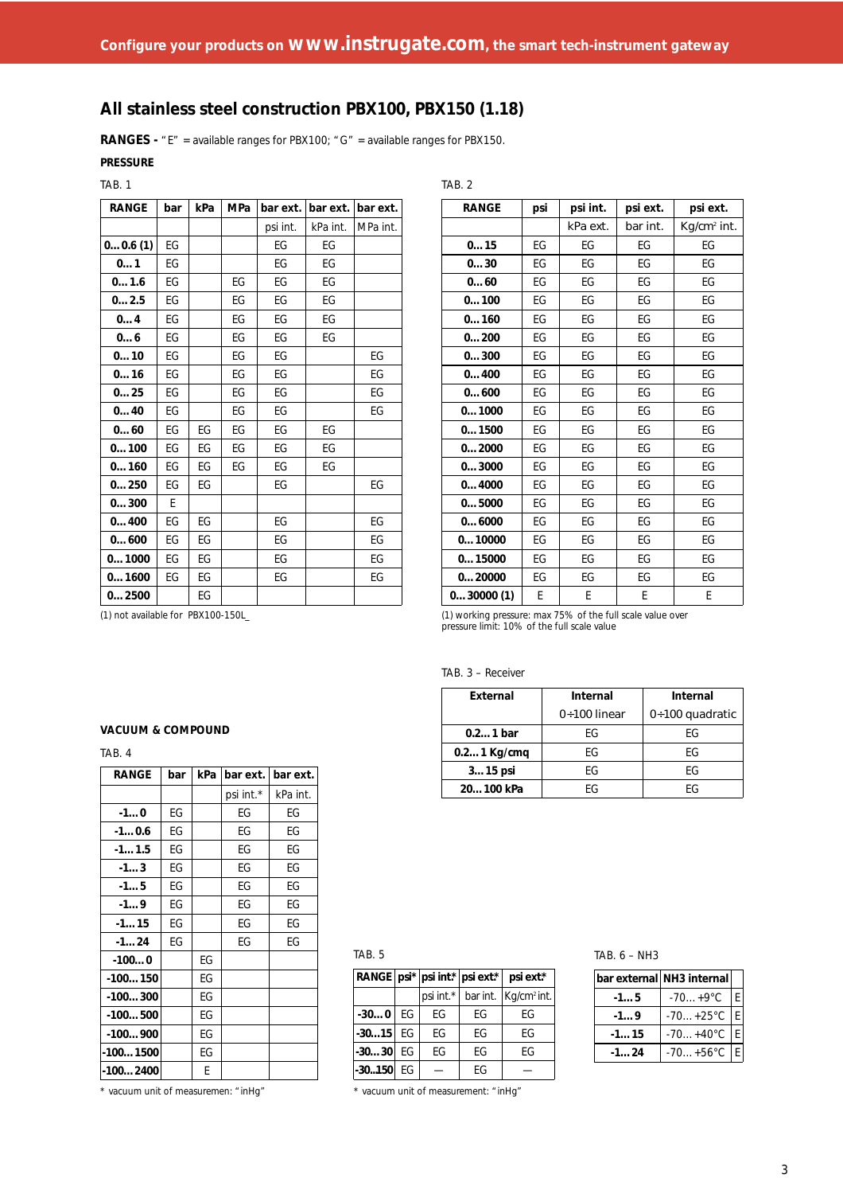## All stainless steel construction PBX100, PBX150 (1.18)

**RANGES -** "E" = available ranges for PBX100; "G" = available ranges for PBX150.

**PRESSURE**

TAB. 1

| RANGE | bar | kPa | MPa | bar ext. | bar ext. | bar ext. |
|---|---|---|---|---|---|---|
| | | | | psi int. | kPa int. | MPa int. |
| **0...0.6 (1)** | EG | | | EG | EG | |
| **0...1** | EG | | | EG | EG | |
| **0...1.6** | EG | | EG | EG | EG | |
| **0...2.5** | EG | | EG | EG | EG | |
| **0...4** | EG | | EG | EG | EG | |
| **0...6** | EG | | EG | EG | EG | |
| **0...10** | EG | | EG | EG | | EG |
| **0...16** | EG | | EG | EG | | EG |
| **0...25** | EG | | EG | EG | | EG |
| **0...40** | EG | | EG | EG | | EG |
| **0...60** | EG | EG | EG | EG | EG | |
| **0...100** | EG | EG | EG | EG | EG | |
| **0...160** | EG | EG | EG | EG | EG | |
| **0...250** | EG | EG | | EG | | EG |
| **0...300** | E | | | | | |
| **0...400** | EG | EG | | EG | | EG |
| **0...600** | EG | EG | | EG | | EG |
| **0...1000** | EG | EG | | EG | | EG |
| **0...1600** | EG | EG | | EG | | EG |
| **0...2500** | | EG | | | | |

(1) not available for PBX100-150L_

TAB. 2

| RANGE | psi | psi int. | psi ext. | psi ext. |
|---|---|---|---|---|
| | | kPa ext. | bar int. | Kg/cm² int. |
| **0...15** | EG | EG | EG | EG |
| **0...30** | EG | EG | EG | EG |
| **0...60** | EG | EG | EG | EG |
| **0...100** | EG | EG | EG | EG |
| **0...160** | EG | EG | EG | EG |
| **0...200** | EG | EG | EG | EG |
| **0...300** | EG | EG | EG | EG |
| **0...400** | EG | EG | EG | EG |
| **0...600** | EG | EG | EG | EG |
| **0...1000** | EG | EG | EG | EG |
| **0...1500** | EG | EG | EG | EG |
| **0...2000** | EG | EG | EG | EG |
| **0...3000** | EG | EG | EG | EG |
| **0...4000** | EG | EG | EG | EG |
| **0...5000** | EG | EG | EG | EG |
| **0...6000** | EG | EG | EG | EG |
| **0...10000** | EG | EG | EG | EG |
| **0...15000** | EG | EG | EG | EG |
| **0...20000** | EG | EG | EG | EG |
| **0...30000 (1)** | E | E | E | E |

(1) working pressure: max 75% of the full scale value over pressure limit: 10% of the full scale value

TAB. 3 – Receiver

| External | Internal | Internal |
|---|---|---|
| | 0÷100 linear | 0÷100 quadratic |
| **0.2...1 bar** | EG | EG |
| **0.2...1 Kg/cmq** | EG | EG |
| **3...15 psi** | EG | EG |
| **20...100 kPa** | EG | EG |

**VACUUM & COMPOUND**

TAB. 4

| RANGE | bar | kPa | bar ext. | bar ext. |
|---|---|---|---|---|
| | | | psi int.* | kPa int. |
| **-1...0** | EG | | EG | EG |
| **-1...0.6** | EG | | EG | EG |
| **-1...1.5** | EG | | EG | EG |
| **-1...3** | EG | | EG | EG |
| **-1...5** | EG | | EG | EG |
| **-1...9** | EG | | EG | EG |
| **-1...15** | EG | | EG | EG |
| **-1...24** | EG | | EG | EG |
| **-100...0** | | EG | | |
| **-100...150** | | EG | | |
| **-100...300** | | EG | | |
| **-100...500** | | EG | | |
| **-100...900** | | EG | | |
| **-100...1500** | | EG | | |
| **-100...2400** | | E | | |

\* vacuum unit of measuremen: "inHg"

TAB. 5

| RANGE | psi* | psi int.* | psi ext.* | psi ext.* |
|---|---|---|---|---|
| | | psi int.* | bar int. | Kg/cm² int. |
| **-30...0** | EG | EG | EG | EG |
| **-30...15** | EG | EG | EG | EG |
| **-30...30** | EG | EG | EG | EG |
| **-30..150** | EG | — | EG | — |

\* vacuum unit of measurement: "inHg"

TAB. 6 – NH3

| bar external | NH3 internal | |
|---|---|---|
| **-1...5** | -70... +9°C | E |
| **-1...9** | -70... +25°C | E |
| **-1...15** | -70... +40°C | E |
| **-1...24** | -70... +56°C | E |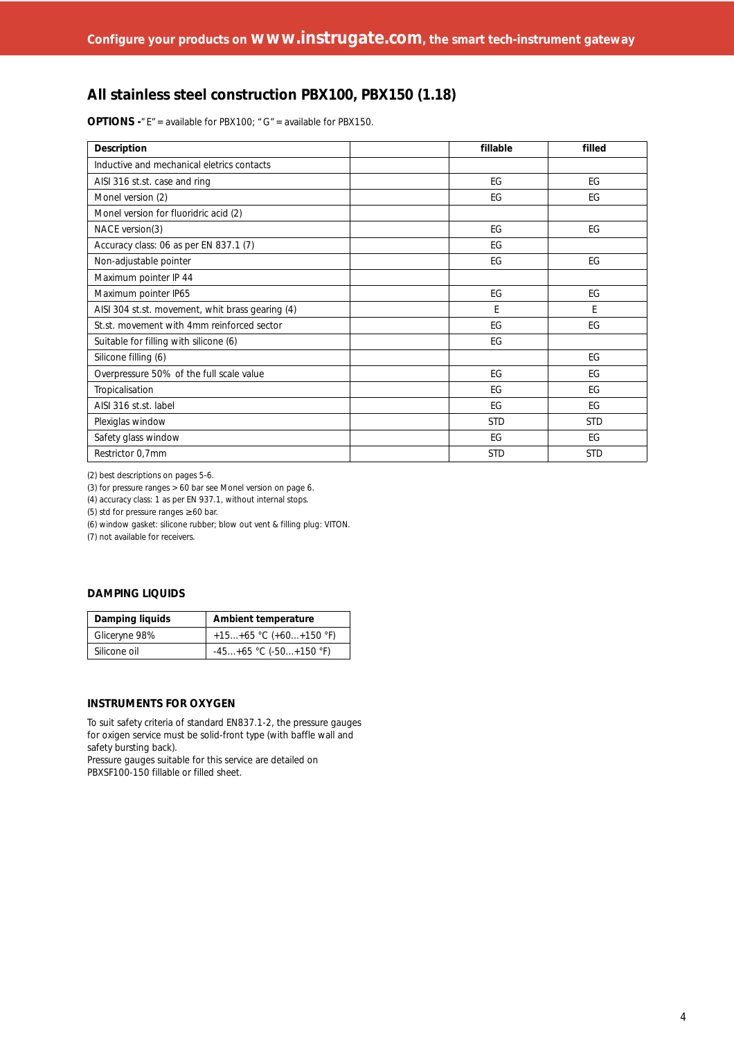Configure your products on www.instrugate.com, the smart tech-instrument gateway

## All stainless steel construction PBX100, PBX150 (1.18)

**OPTIONS -** "E" = available for PBX100; "G" = available for PBX150.

| Description | | fillable | filled |
|---|---|---|---|
| Inductive and mechanical eletrics contacts | | | |
| AISI 316 st.st. case and ring | | EG | EG |
| Monel version (2) | | EG | EG |
| Monel version for fluoridric acid (2) | | | |
| NACE version(3) | | EG | EG |
| Accuracy class: 06 as per EN 837.1 (7) | | EG | |
| Non-adjustable pointer | | EG | EG |
| Maximum pointer IP 44 | | | |
| Maximum pointer IP65 | | EG | EG |
| AISI 304 st.st. movement, whit brass gearing (4) | | E | E |
| St.st. movement with 4mm reinforced sector | | EG | EG |
| Suitable for filling with silicone (6) | | EG | |
| Silicone filling (6) | | | EG |
| Overpressure 50% of the full scale value | | EG | EG |
| Tropicalisation | | EG | EG |
| AISI 316 st.st. label | | EG | EG |
| Plexiglas window | | STD | STD |
| Safety glass window | | EG | EG |
| Restrictor 0,7mm | | STD | STD |

(2) best descriptions on pages 5-6.
(3) for pressure ranges > 60 bar see Monel version on page 6.
(4) accuracy class: 1 as per EN 937.1, without internal stops.
(5) std for pressure ranges ≥60 bar.
(6) window gasket: silicone rubber; blow out vent & filling plug: VITON.
(7) not available for receivers.

### DAMPING LIQUIDS

| Damping liquids | Ambient temperature |
|---|---|
| Gliceryne 98% | +15…+65 °C (+60…+150 °F) |
| Silicone oil | -45…+65 °C (-50…+150 °F) |

### INSTRUMENTS FOR OXYGEN

To suit safety criteria of standard EN837.1-2, the pressure gauges for oxigen service must be solid-front type (with baffle wall and safety bursting back).
Pressure gauges suitable for this service are detailed on PBXSF100-150 fillable or filled sheet.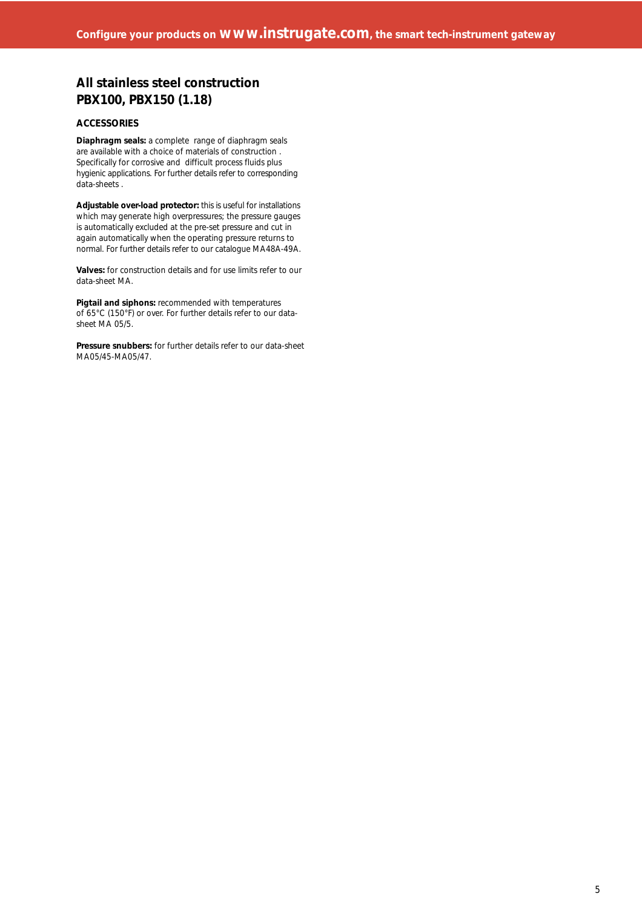## All stainless steel construction PBX100, PBX150 (1.18)

### ACCESSORIES

**Diaphragm seals:** a complete range of diaphragm seals are available with a choice of materials of construction . Specifically for corrosive and difficult process fluids plus hygienic applications. For further details refer to corresponding data-sheets .

**Adjustable over-load protector:** this is useful for installations which may generate high overpressures; the pressure gauges is automatically excluded at the pre-set pressure and cut in again automatically when the operating pressure returns to normal. For further details refer to our catalogue MA48A-49A.

**Valves:** for construction details and for use limits refer to our data-sheet MA.

**Pigtail and siphons:** recommended with temperatures of 65°C (150°F) or over. For further details refer to our data-sheet MA 05/5.

**Pressure snubbers:** for further details refer to our data-sheet MA05/45-MA05/47.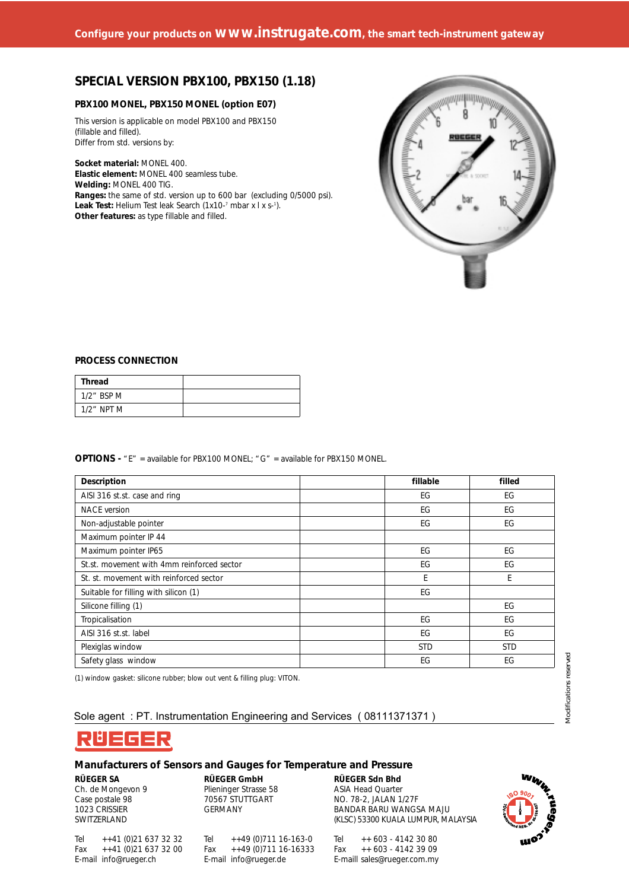# SPECIAL VERSION PBX100, PBX150 (1.18)

### PBX100 MONEL, PBX150 MONEL (option E07)

This version is applicable on model PBX100 and PBX150 (fillable and filled).
Differ from std. versions by:

**Socket material:** MONEL 400.
**Elastic element:** MONEL 400 seamless tube.
**Welding:** MONEL 400 TIG.
**Ranges:** the same of std. version up to 600 bar (excluding 0/5000 psi).
**Leak Test:** Helium Test leak Search ($1x10^{-7}$ mbar x l x $s^{-1}$).
**Other features:** as type fillable and filled.

## PROCESS CONNECTION

| Thread | |
|---|---|
| 1/2" BSP M | |
| 1/2" NPT M | |

**OPTIONS -** "E" = available for PBX100 MONEL; "G" = available for PBX150 MONEL.

| Description | | fillable | filled |
|---|---|---|---|
| AISI 316 st.st. case and ring | | EG | EG |
| NACE version | | EG | EG |
| Non-adjustable pointer | | EG | EG |
| Maximum pointer IP 44 | | | |
| Maximum pointer IP65 | | EG | EG |
| St.st. movement with 4mm reinforced sector | | EG | EG |
| St. st. movement with reinforced sector | | E | E |
| Suitable for filling with silicon (1) | | EG | |
| Silicone filling (1) | | | EG |
| Tropicalisation | | EG | EG |
| AISI 316 st.st. label | | EG | EG |
| Plexiglas window | | STD | STD |
| Safety glass window | | EG | EG |

(1) window gasket: silicone rubber; blow out vent & filling plug: VITON.

Modifications reserved

Sole agent : PT. Instrumentation Engineering and Services ( 08111371371 )

RÜEGER

**Manufacturers of Sensors and Gauges for Temperature and Pressure**

**RÜEGER SA**
Ch. de Mongevon 9
Case postale 98
1023 CRISSIER
SWITZERLAND

Tel ++41 (0)21 637 32 32
Fax ++41 (0)21 637 32 00
E-mail info@rueger.ch

**RÜEGER GmbH**
Plieninger Strasse 58
70567 STUTTGART
GERMANY

Tel ++49 (0)711 16-163-0
Fax ++49 (0)711 16-16333
E-mail info@rueger.de

**RÜEGER Sdn Bhd**
ASIA Head Quarter
NO. 78-2, JALAN 1/27F
BANDAR BARU WANGSA MAJU
(KLSC) 53300 KUALA LUMPUR, MALAYSIA

Tel ++ 603 - 4142 30 80
Fax ++ 603 - 4142 39 09
E-maill sales@rueger.com.my

www.rueger.com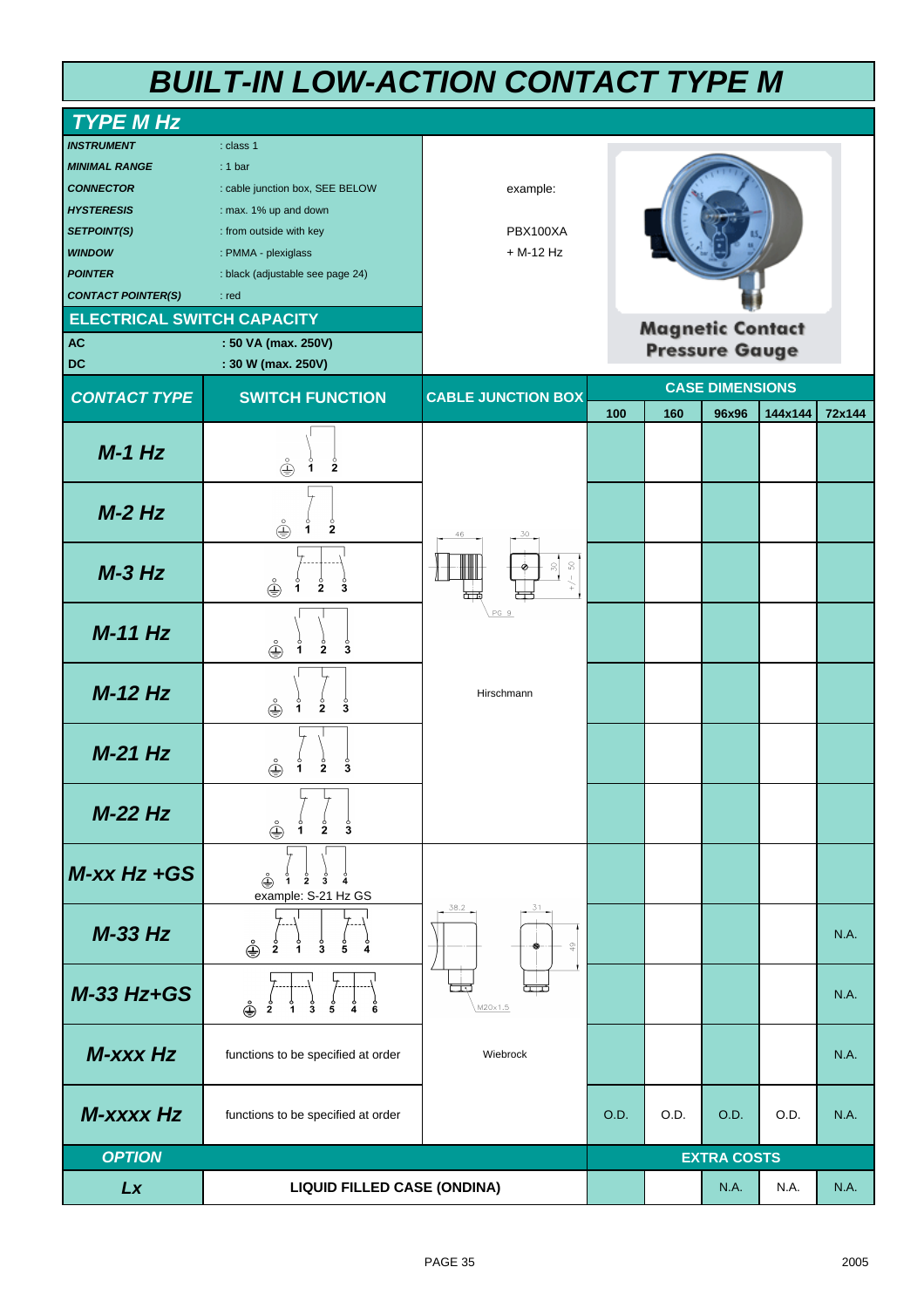# BUILT-IN LOW-ACTION CONTACT TYPE M

## TYPE M Hz

| | |
|---|---|
| **INSTRUMENT** | : class 1 |
| **MINIMAL RANGE** | : 1 bar |
| **CONNECTOR** | : cable junction box, SEE BELOW |
| **HYSTERESIS** | : max. 1% up and down |
| **SETPOINT(S)** | : from outside with key |
| **WINDOW** | : PMMA - plexiglass |
| **POINTER** | : black (adjustable see page 24) |
| **CONTACT POINTER(S)** | : red |

example:

PBX100XA
+ M-12 Hz

Magnetic Contact
Pressure Gauge

### ELECTRICAL SWITCH CAPACITY

| | |
|---|---|
| **AC** | **: 50 VA (max. 250V)** |
| **DC** | **: 30 W (max. 250V)** |

| CONTACT TYPE | SWITCH FUNCTION | CABLE JUNCTION BOX | CASE DIMENSIONS | | | | |
|---|---|---|---|---|---|---|---|
| | | | 100 | 160 | 96x96 | 144x144 | 72x144 |
| **M-1 Hz** | 1 2 | Hirschmann (46, 30, 30, 50, +/-, PG 9) | | | | | |
| **M-2 Hz** | 1 2 | | | | | | |
| **M-3 Hz** | 1 2 3 | | | | | | |
| **M-11 Hz** | 1 2 3 | | | | | | |
| **M-12 Hz** | 1 2 3 | | | | | | |
| **M-21 Hz** | 1 2 3 | | | | | | |
| **M-22 Hz** | 1 2 3 | | | | | | |
| **M-xx Hz +GS** | 1 2 3 4 example: S-21 Hz GS | Wiebrock (38.2, 31, 49, M20x1.5) | | | | | |
| **M-33 Hz** | 2 1 3 5 4 | | | | | | N.A. |
| **M-33 Hz+GS** | 2 1 3 5 4 6 | | | | | | N.A. |
| **M-xxx Hz** | functions to be specified at order | | | | | | N.A. |
| **M-xxxx Hz** | functions to be specified at order | | O.D. | O.D. | O.D. | O.D. | N.A. |
| **OPTION** | | | **EXTRA COSTS** | | | | |
| **Lx** | **LIQUID FILLED CASE (ONDINA)** | | | | N.A. | N.A. | N.A. |

2005